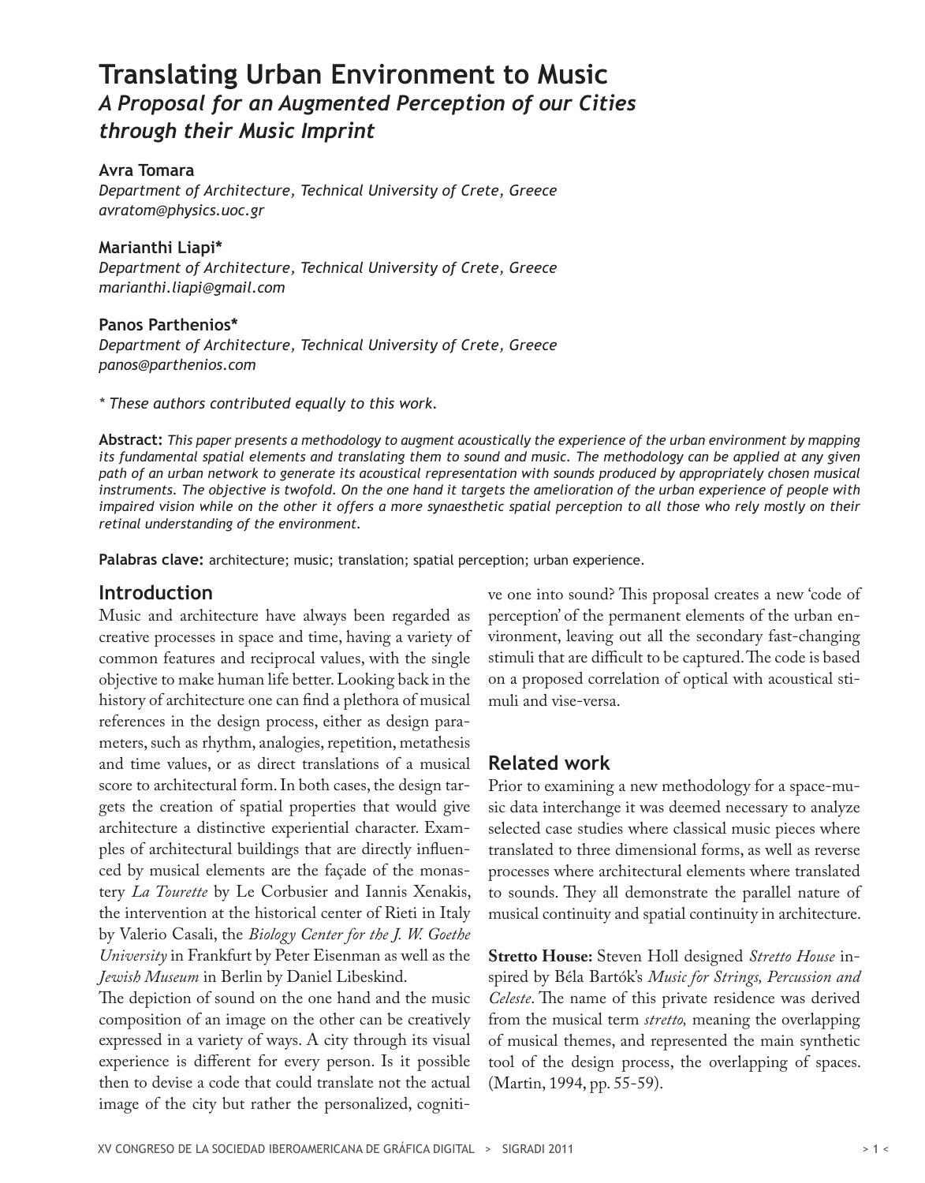# Translating Urban Environment to Music

## *A Proposal for an Augmented Perception of our Cities through their Music Imprint*

**Avra Tomara**
*Department of Architecture, Technical University of Crete, Greece*
*avratom@physics.uoc.gr*

**Marianthi Liapi***
*Department of Architecture, Technical University of Crete, Greece*
*marianthi.liapi@gmail.com*

**Panos Parthenios***
*Department of Architecture, Technical University of Crete, Greece*
*panos@parthenios.com*

*\* These authors contributed equally to this work.*

**Abstract:** *This paper presents a methodology to augment acoustically the experience of the urban environment by mapping its fundamental spatial elements and translating them to sound and music. The methodology can be applied at any given path of an urban network to generate its acoustical representation with sounds produced by appropriately chosen musical instruments. The objective is twofold. On the one hand it targets the amelioration of the urban experience of people with impaired vision while on the other it offers a more synaesthetic spatial perception to all those who rely mostly on their retinal understanding of the environment.*

**Palabras clave:** architecture; music; translation; spatial perception; urban experience.

## Introduction

Music and architecture have always been regarded as creative processes in space and time, having a variety of common features and reciprocal values, with the single objective to make human life better. Looking back in the history of architecture one can find a plethora of musical references in the design process, either as design parameters, such as rhythm, analogies, repetition, metathesis and time values, or as direct translations of a musical score to architectural form. In both cases, the design targets the creation of spatial properties that would give architecture a distinctive experiential character. Examples of architectural buildings that are directly influenced by musical elements are the façade of the monastery *La Tourette* by Le Corbusier and Iannis Xenakis, the intervention at the historical center of Rieti in Italy by Valerio Casali, the *Biology Center for the J. W. Goethe University* in Frankfurt by Peter Eisenman as well as the *Jewish Museum* in Berlin by Daniel Libeskind.

The depiction of sound on the one hand and the music composition of an image on the other can be creatively expressed in a variety of ways. A city through its visual experience is different for every person. Is it possible then to devise a code that could translate not the actual image of the city but rather the personalized, cognitive one into sound? This proposal creates a new 'code of perception' of the permanent elements of the urban environment, leaving out all the secondary fast-changing stimuli that are difficult to be captured. The code is based on a proposed correlation of optical with acoustical stimuli and vise-versa.

## Related work

Prior to examining a new methodology for a space-music data interchange it was deemed necessary to analyze selected case studies where classical music pieces where translated to three dimensional forms, as well as reverse processes where architectural elements where translated to sounds. They all demonstrate the parallel nature of musical continuity and spatial continuity in architecture.

**Stretto House:** Steven Holl designed *Stretto House* inspired by Béla Bartók's *Music for Strings, Percussion and Celeste*. The name of this private residence was derived from the musical term *stretto,* meaning the overlapping of musical themes, and represented the main synthetic tool of the design process, the overlapping of spaces. (Martin, 1994, pp. 55-59).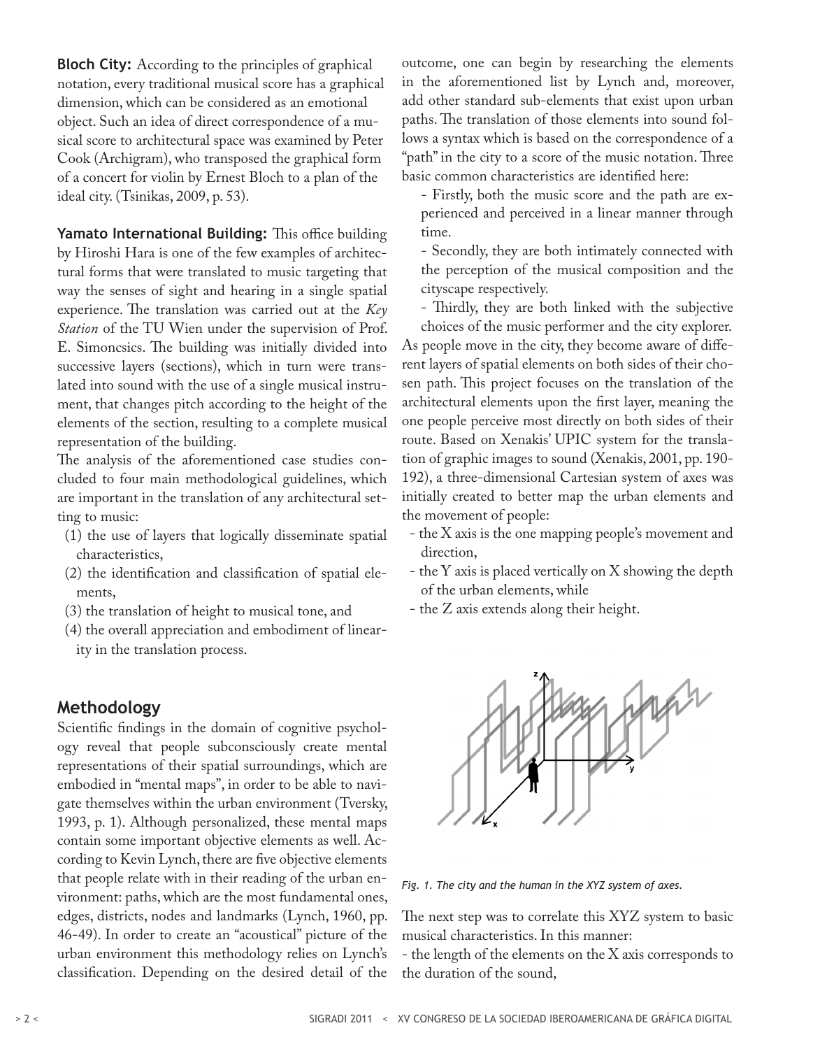**Bloch City:** According to the principles of graphical notation, every traditional musical score has a graphical dimension, which can be considered as an emotional object. Such an idea of direct correspondence of a musical score to architectural space was examined by Peter Cook (Archigram), who transposed the graphical form of a concert for violin by Ernest Bloch to a plan of the ideal city. (Tsinikas, 2009, p. 53).

**Yamato International Building:** This office building by Hiroshi Hara is one of the few examples of architectural forms that were translated to music targeting that way the senses of sight and hearing in a single spatial experience. The translation was carried out at the *Key Station* of the TU Wien under the supervision of Prof. E. Simoncsics. The building was initially divided into successive layers (sections), which in turn were translated into sound with the use of a single musical instrument, that changes pitch according to the height of the elements of the section, resulting to a complete musical representation of the building.

The analysis of the aforementioned case studies concluded to four main methodological guidelines, which are important in the translation of any architectural setting to music:

(1) the use of layers that logically disseminate spatial characteristics,
(2) the identification and classification of spatial elements,
(3) the translation of height to musical tone, and
(4) the overall appreciation and embodiment of linearity in the translation process.

## Methodology

Scientific findings in the domain of cognitive psychology reveal that people subconsciously create mental representations of their spatial surroundings, which are embodied in "mental maps", in order to be able to navigate themselves within the urban environment (Tversky, 1993, p. 1). Although personalized, these mental maps contain some important objective elements as well. According to Kevin Lynch, there are five objective elements that people relate with in their reading of the urban environment: paths, which are the most fundamental ones, edges, districts, nodes and landmarks (Lynch, 1960, pp. 46-49). In order to create an "acoustical" picture of the urban environment this methodology relies on Lynch's classification. Depending on the desired detail of the outcome, one can begin by researching the elements in the aforementioned list by Lynch and, moreover, add other standard sub-elements that exist upon urban paths. The translation of those elements into sound follows a syntax which is based on the correspondence of a "path" in the city to a score of the music notation. Three basic common characteristics are identified here:

- Firstly, both the music score and the path are experienced and perceived in a linear manner through time.
- Secondly, they are both intimately connected with the perception of the musical composition and the cityscape respectively.
- Thirdly, they are both linked with the subjective choices of the music performer and the city explorer.

As people move in the city, they become aware of different layers of spatial elements on both sides of their chosen path. This project focuses on the translation of the architectural elements upon the first layer, meaning the one people perceive most directly on both sides of their route. Based on Xenakis' UPIC system for the translation of graphic images to sound (Xenakis, 2001, pp. 190-192), a three-dimensional Cartesian system of axes was initially created to better map the urban elements and the movement of people:

- the X axis is the one mapping people's movement and direction,
- the Y axis is placed vertically on X showing the depth of the urban elements, while
- the Z axis extends along their height.

*Fig. 1. The city and the human in the XYZ system of axes.*

The next step was to correlate this XYZ system to basic musical characteristics. In this manner:

- the length of the elements on the X axis corresponds to the duration of the sound,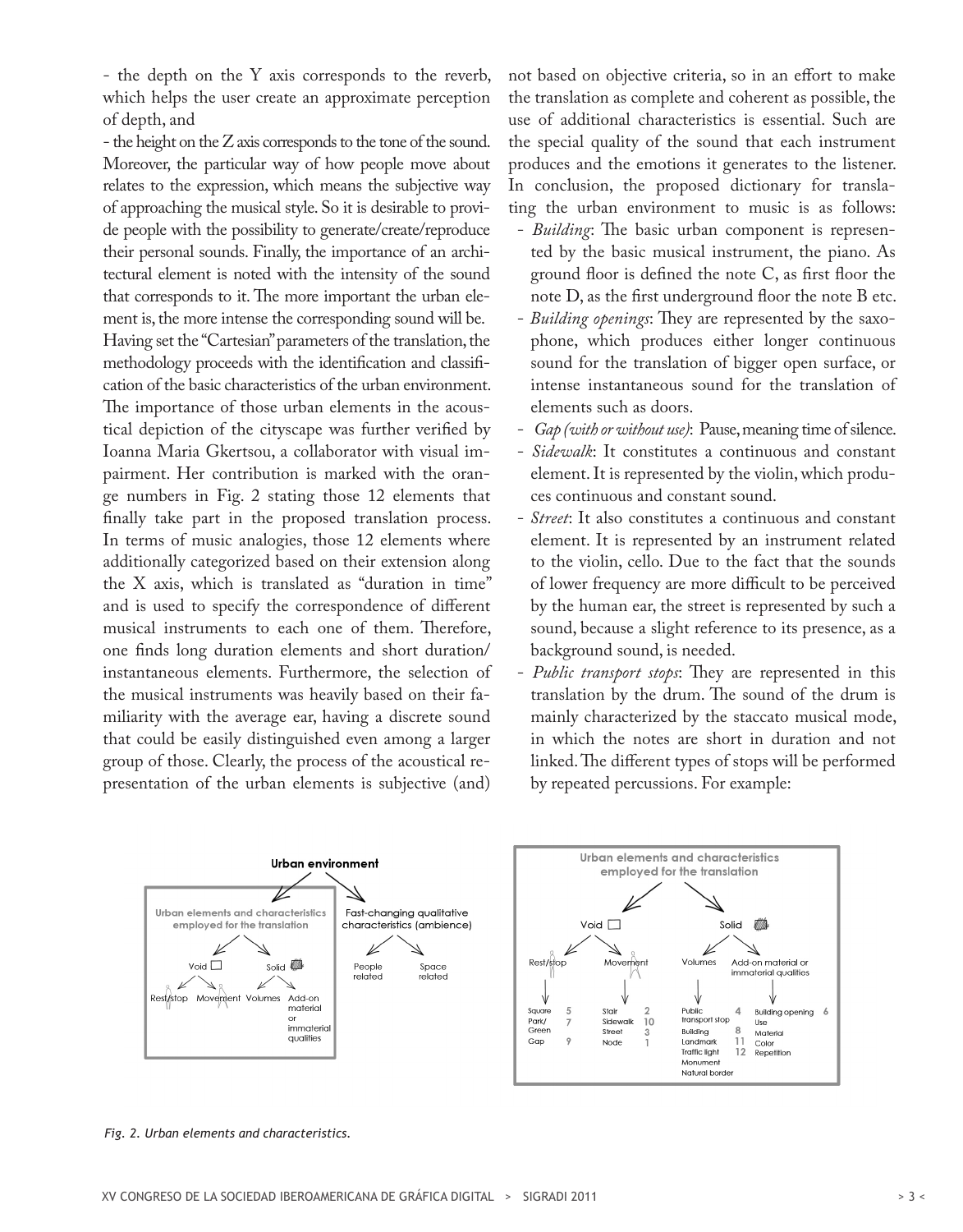- the depth on the Y axis corresponds to the reverb, which helps the user create an approximate perception of depth, and

- the height on the Z axis corresponds to the tone of the sound.

Moreover, the particular way of how people move about relates to the expression, which means the subjective way of approaching the musical style. So it is desirable to provide people with the possibility to generate/create/reproduce their personal sounds. Finally, the importance of an architectural element is noted with the intensity of the sound that corresponds to it. The more important the urban element is, the more intense the corresponding sound will be.

Having set the "Cartesian" parameters of the translation, the methodology proceeds with the identification and classification of the basic characteristics of the urban environment. The importance of those urban elements in the acoustical depiction of the cityscape was further verified by Ioanna Maria Gkertsou, a collaborator with visual impairment. Her contribution is marked with the orange numbers in Fig. 2 stating those 12 elements that finally take part in the proposed translation process. In terms of music analogies, those 12 elements where additionally categorized based on their extension along the X axis, which is translated as "duration in time" and is used to specify the correspondence of different musical instruments to each one of them. Therefore, one finds long duration elements and short duration/instantaneous elements. Furthermore, the selection of the musical instruments was heavily based on their familiarity with the average ear, having a discrete sound that could be easily distinguished even among a larger group of those. Clearly, the process of the acoustical representation of the urban elements is subjective (and) not based on objective criteria, so in an effort to make the translation as complete and coherent as possible, the use of additional characteristics is essential. Such are the special quality of the sound that each instrument produces and the emotions it generates to the listener. In conclusion, the proposed dictionary for translating the urban environment to music is as follows:

- *Building*: The basic urban component is represented by the basic musical instrument, the piano. As ground floor is defined the note C, as first floor the note D, as the first underground floor the note B etc.
- *Building openings*: They are represented by the saxophone, which produces either longer continuous sound for the translation of bigger open surface, or intense instantaneous sound for the translation of elements such as doors.
- *Gap (with or without use)*: Pause, meaning time of silence.
- *Sidewalk*: It constitutes a continuous and constant element. It is represented by the violin, which produces continuous and constant sound.
- *Street*: It also constitutes a continuous and constant element. It is represented by an instrument related to the violin, cello. Due to the fact that the sounds of lower frequency are more difficult to be perceived by the human ear, the street is represented by such a sound, because a slight reference to its presence, as a background sound, is needed.
- *Public transport stops*: They are represented in this translation by the drum. The sound of the drum is mainly characterized by the staccato musical mode, in which the notes are short in duration and not linked. The different types of stops will be performed by repeated percussions. For example:

*Fig. 2. Urban elements and characteristics.*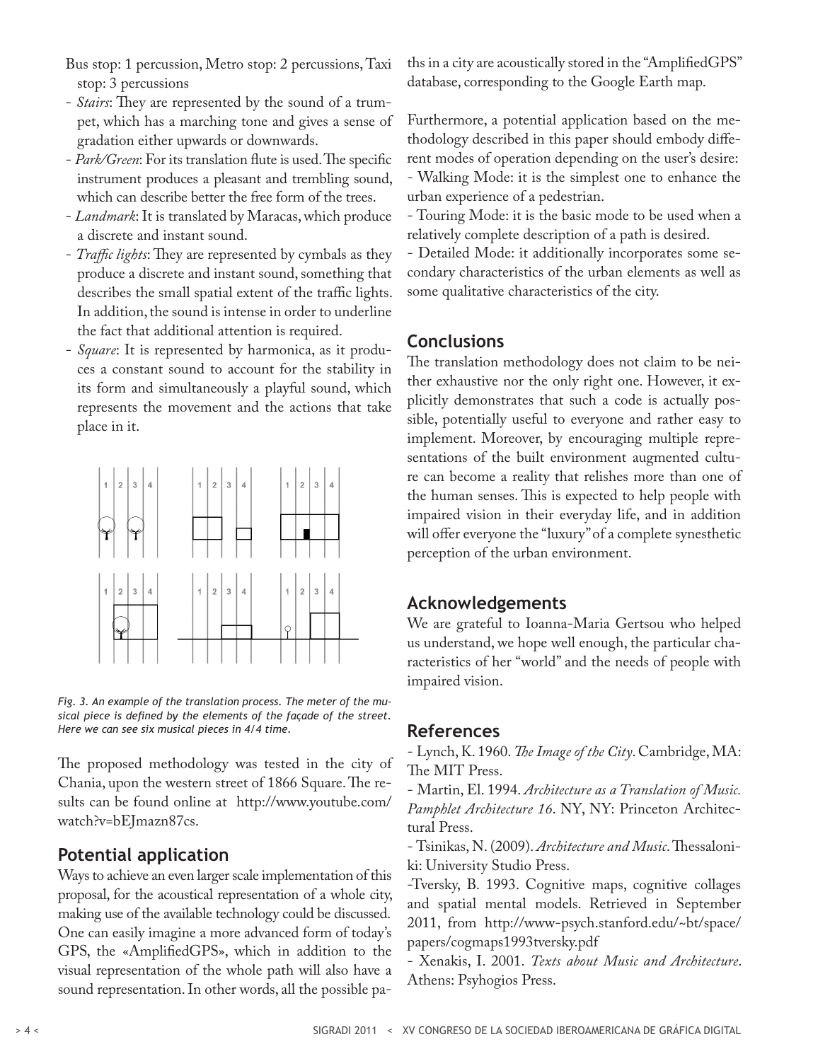Bus stop: 1 percussion, Metro stop: 2 percussions, Taxi stop: 3 percussions

- *Stairs*: They are represented by the sound of a trumpet, which has a marching tone and gives a sense of gradation either upwards or downwards.
- *Park/Green*: For its translation flute is used. The specific instrument produces a pleasant and trembling sound, which can describe better the free form of the trees.
- *Landmark*: It is translated by Maracas, which produce a discrete and instant sound.
- *Traffic lights*: They are represented by cymbals as they produce a discrete and instant sound, something that describes the small spatial extent of the traffic lights. In addition, the sound is intense in order to underline the fact that additional attention is required.
- *Square*: It is represented by harmonica, as it produces a constant sound to account for the stability in its form and simultaneously a playful sound, which represents the movement and the actions that take place in it.

1 2 3 4

*Fig. 3. An example of the translation process. The meter of the musical piece is defined by the elements of the façade of the street. Here we can see six musical pieces in 4/4 time.*

The proposed methodology was tested in the city of Chania, upon the western street of 1866 Square. The results can be found online at http://www.youtube.com/watch?v=bEJmazn87cs.

## Potential application

Ways to achieve an even larger scale implementation of this proposal, for the acoustical representation of a whole city, making use of the available technology could be discussed. One can easily imagine a more advanced form of today's GPS, the «AmplifiedGPS», which in addition to the visual representation of the whole path will also have a sound representation. In other words, all the possible paths in a city are acoustically stored in the "AmplifiedGPS" database, corresponding to the Google Earth map.

Furthermore, a potential application based on the methodology described in this paper should embody different modes of operation depending on the user's desire:
- Walking Mode: it is the simplest one to enhance the urban experience of a pedestrian.
- Touring Mode: it is the basic mode to be used when a relatively complete description of a path is desired.
- Detailed Mode: it additionally incorporates some secondary characteristics of the urban elements as well as some qualitative characteristics of the city.

## Conclusions

The translation methodology does not claim to be neither exhaustive nor the only right one. However, it explicitly demonstrates that such a code is actually possible, potentially useful to everyone and rather easy to implement. Moreover, by encouraging multiple representations of the built environment augmented culture can become a reality that relishes more than one of the human senses. This is expected to help people with impaired vision in their everyday life, and in addition will offer everyone the "luxury" of a complete synesthetic perception of the urban environment.

## Acknowledgements

We are grateful to Ioanna-Maria Gertsou who helped us understand, we hope well enough, the particular characteristics of her "world" and the needs of people with impaired vision.

## References

- Lynch, K. 1960. *The Image of the City*. Cambridge, MA: The MIT Press.
- Martin, El. 1994. *Architecture as a Translation of Music. Pamphlet Architecture 16*. NY, NY: Princeton Architectural Press.
- Tsinikas, N. (2009). *Architecture and Music*. Thessaloniki: University Studio Press.
- Tversky, B. 1993. Cognitive maps, cognitive collages and spatial mental models. Retrieved in September 2011, from http://www-psych.stanford.edu/~bt/space/papers/cogmaps1993tversky.pdf
- Xenakis, I. 2001. *Texts about Music and Architecture*. Athens: Psyhogios Press.